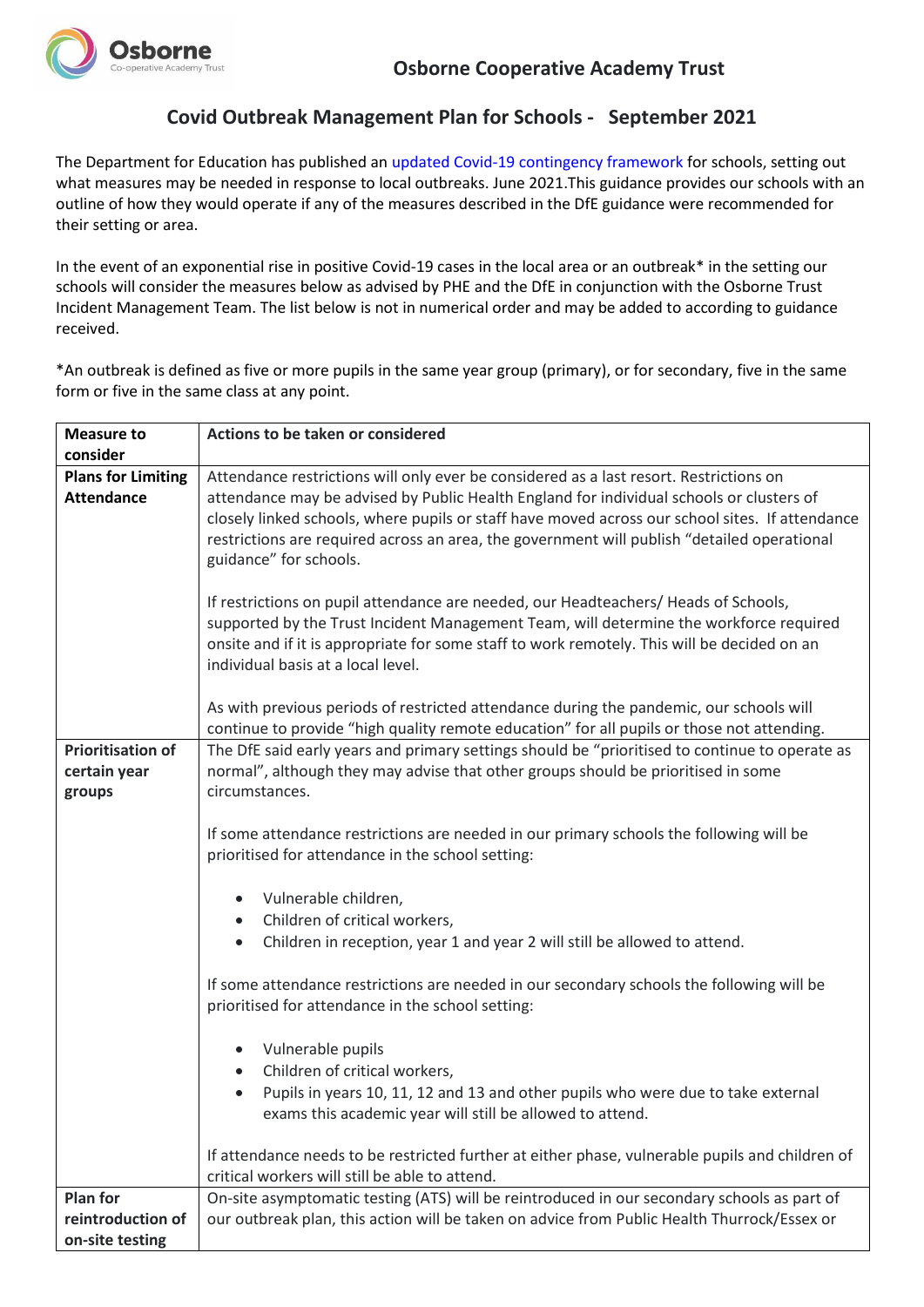Osborne Co-operative Academy Trust

## Osborne Cooperative Academy Trust

# Covid Outbreak Management Plan for Schools - September 2021

The Department for Education has published an updated Covid-19 contingency framework for schools, setting out what measures may be needed in response to local outbreaks. June 2021.This guidance provides our schools with an outline of how they would operate if any of the measures described in the DfE guidance were recommended for their setting or area.

In the event of an exponential rise in positive Covid-19 cases in the local area or an outbreak* in the setting our schools will consider the measures below as advised by PHE and the DfE in conjunction with the Osborne Trust Incident Management Team. The list below is not in numerical order and may be added to according to guidance received.

*An outbreak is defined as five or more pupils in the same year group (primary), or for secondary, five in the same form or five in the same class at any point.

| Measure to consider | Actions to be taken or considered |
|---|---|
| **Plans for Limiting Attendance** | Attendance restrictions will only ever be considered as a last resort. Restrictions on attendance may be advised by Public Health England for individual schools or clusters of closely linked schools, where pupils or staff have moved across our school sites. If attendance restrictions are required across an area, the government will publish "detailed operational guidance" for schools.<br><br>If restrictions on pupil attendance are needed, our Headteachers/ Heads of Schools, supported by the Trust Incident Management Team, will determine the workforce required onsite and if it is appropriate for some staff to work remotely. This will be decided on an individual basis at a local level.<br><br>As with previous periods of restricted attendance during the pandemic, our schools will continue to provide "high quality remote education" for all pupils or those not attending. |
| **Prioritisation of certain year groups** | The DfE said early years and primary settings should be "prioritised to continue to operate as normal", although they may advise that other groups should be prioritised in some circumstances.<br><br>If some attendance restrictions are needed in our primary schools the following will be prioritised for attendance in the school setting:<br><br>• Vulnerable children,<br>• Children of critical workers,<br>• Children in reception, year 1 and year 2 will still be allowed to attend.<br><br>If some attendance restrictions are needed in our secondary schools the following will be prioritised for attendance in the school setting:<br><br>• Vulnerable pupils<br>• Children of critical workers,<br>• Pupils in years 10, 11, 12 and 13 and other pupils who were due to take external exams this academic year will still be allowed to attend.<br><br>If attendance needs to be restricted further at either phase, vulnerable pupils and children of critical workers will still be able to attend. |
| **Plan for reintroduction of on-site testing** | On-site asymptomatic testing (ATS) will be reintroduced in our secondary schools as part of our outbreak plan, this action will be taken on advice from Public Health Thurrock/Essex or |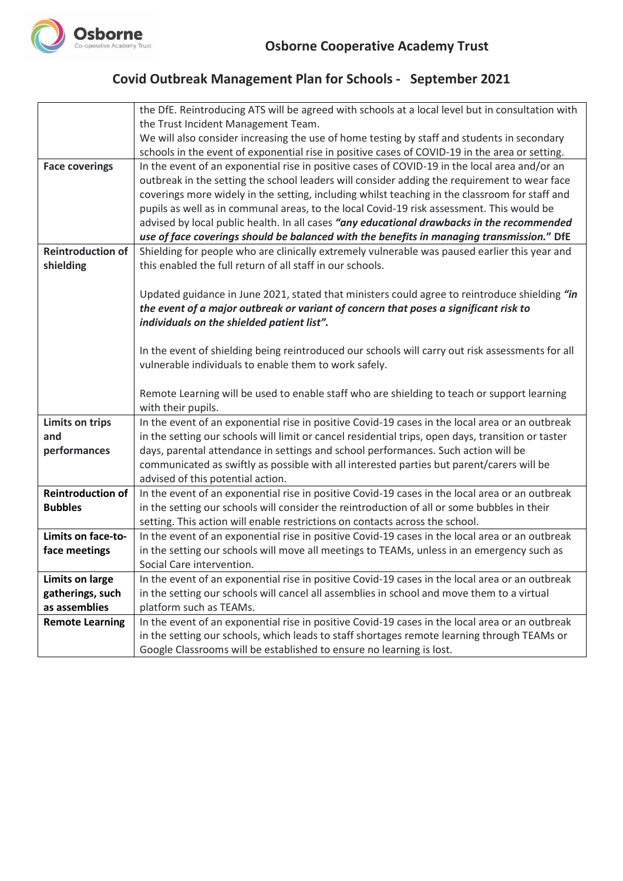| | |
|---|---|
| | the DfE. Reintroducing ATS will be agreed with schools at a local level but in consultation with the Trust Incident Management Team.<br>We will also consider increasing the use of home testing by staff and students in secondary schools in the event of exponential rise in positive cases of COVID-19 in the area or setting. |
| **Face coverings** | In the event of an exponential rise in positive cases of COVID-19 in the local area and/or an outbreak in the setting the school leaders will consider adding the requirement to wear face coverings more widely in the setting, including whilst teaching in the classroom for staff and pupils as well as in communal areas, to the local Covid-19 risk assessment. This would be advised by local public health. In all cases ***"any educational drawbacks in the recommended use of face coverings should be balanced with the benefits in managing transmission."*** **DfE** |
| **Reintroduction of shielding** | Shielding for people who are clinically extremely vulnerable was paused earlier this year and this enabled the full return of all staff in our schools.<br><br>Updated guidance in June 2021, stated that ministers could agree to reintroduce shielding ***"in the event of a major outbreak or variant of concern that poses a significant risk to individuals on the shielded patient list".***<br><br>In the event of shielding being reintroduced our schools will carry out risk assessments for all vulnerable individuals to enable them to work safely.<br><br>Remote Learning will be used to enable staff who are shielding to teach or support learning with their pupils. |
| **Limits on trips and performances** | In the event of an exponential rise in positive Covid-19 cases in the local area or an outbreak in the setting our schools will limit or cancel residential trips, open days, transition or taster days, parental attendance in settings and school performances. Such action will be communicated as swiftly as possible with all interested parties but parent/carers will be advised of this potential action. |
| **Reintroduction of Bubbles** | In the event of an exponential rise in positive Covid-19 cases in the local area or an outbreak in the setting our schools will consider the reintroduction of all or some bubbles in their setting. This action will enable restrictions on contacts across the school. |
| **Limits on face-to-face meetings** | In the event of an exponential rise in positive Covid-19 cases in the local area or an outbreak in the setting our schools will move all meetings to TEAMs, unless in an emergency such as Social Care intervention. |
| **Limits on large gatherings, such as assemblies** | In the event of an exponential rise in positive Covid-19 cases in the local area or an outbreak in the setting our schools will cancel all assemblies in school and move them to a virtual platform such as TEAMs. |
| **Remote Learning** | In the event of an exponential rise in positive Covid-19 cases in the local area or an outbreak in the setting our schools, which leads to staff shortages remote learning through TEAMs or Google Classrooms will be established to ensure no learning is lost. |